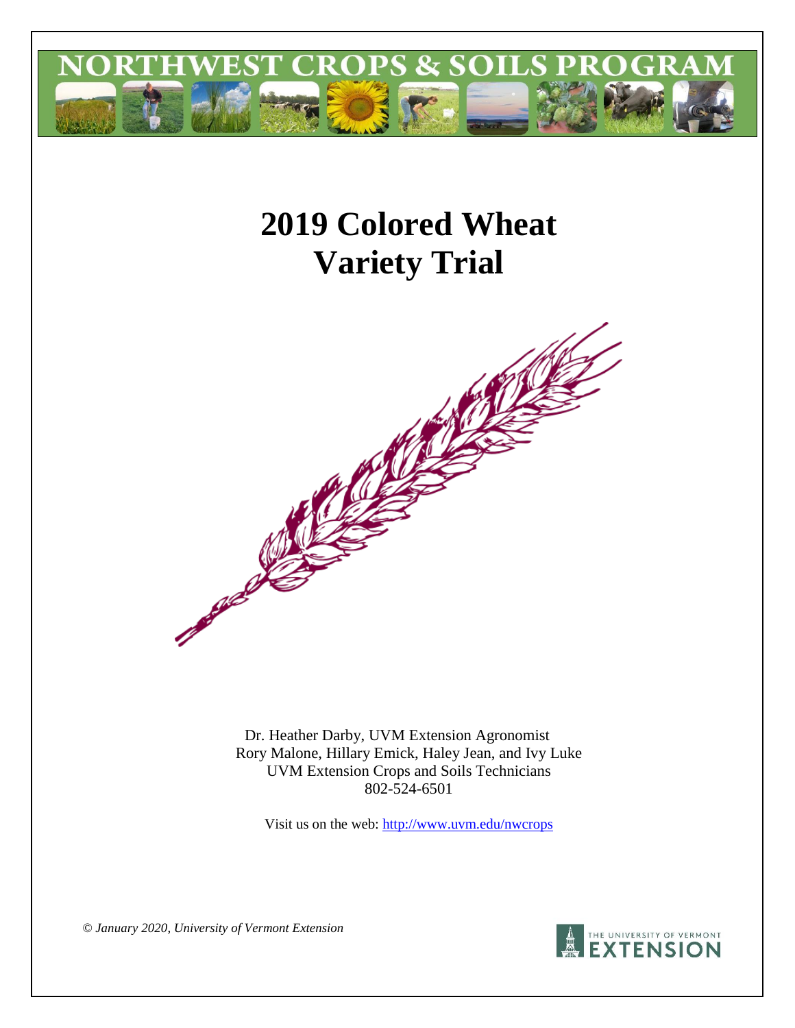# NORTHWEST CROPS & SOILS PROGRAM

# 2019 Colored Wheat Variety Trial

Dr. Heather Darby, UVM Extension Agronomist
Rory Malone, Hillary Emick, Haley Jean, and Ivy Luke
UVM Extension Crops and Soils Technicians
802-524-6501

Visit us on the web: http://www.uvm.edu/nwcrops

*© January 2020, University of Vermont Extension*

THE UNIVERSITY OF VERMONT EXTENSION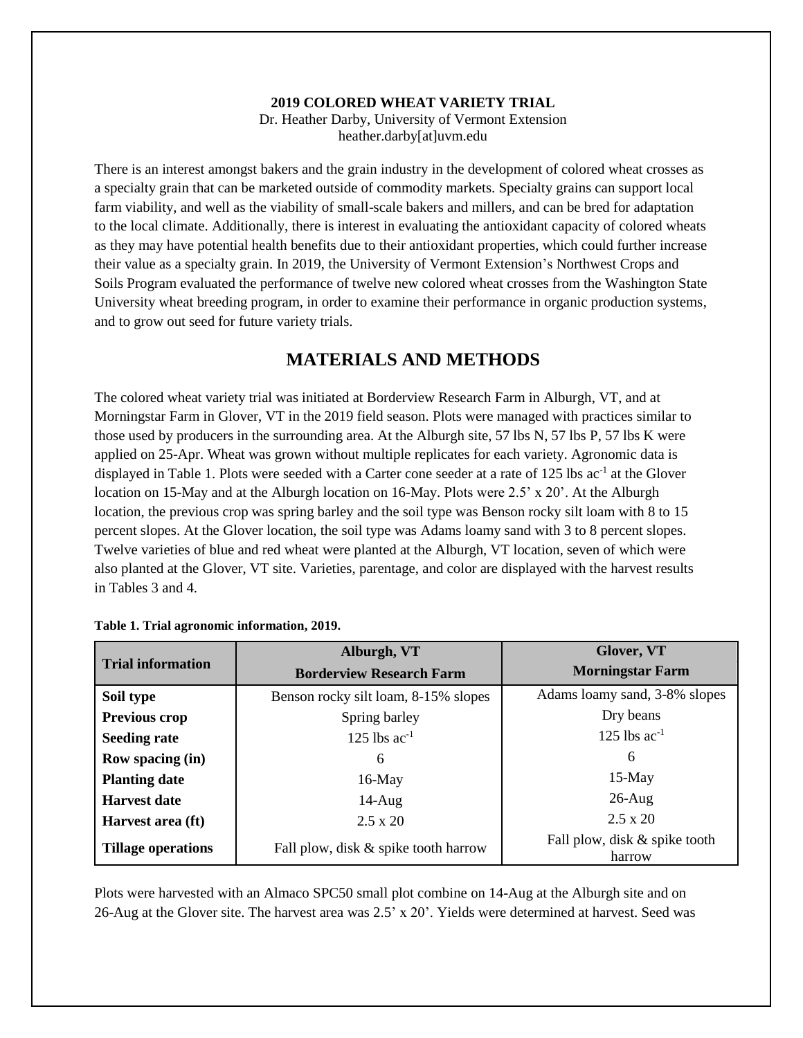**2019 COLORED WHEAT VARIETY TRIAL**

Dr. Heather Darby, University of Vermont Extension
heather.darby[at]uvm.edu

There is an interest amongst bakers and the grain industry in the development of colored wheat crosses as a specialty grain that can be marketed outside of commodity markets. Specialty grains can support local farm viability, and well as the viability of small-scale bakers and millers, and can be bred for adaptation to the local climate. Additionally, there is interest in evaluating the antioxidant capacity of colored wheats as they may have potential health benefits due to their antioxidant properties, which could further increase their value as a specialty grain. In 2019, the University of Vermont Extension's Northwest Crops and Soils Program evaluated the performance of twelve new colored wheat crosses from the Washington State University wheat breeding program, in order to examine their performance in organic production systems, and to grow out seed for future variety trials.

## MATERIALS AND METHODS

The colored wheat variety trial was initiated at Borderview Research Farm in Alburgh, VT, and at Morningstar Farm in Glover, VT in the 2019 field season. Plots were managed with practices similar to those used by producers in the surrounding area. At the Alburgh site, 57 lbs N, 57 lbs P, 57 lbs K were applied on 25-Apr. Wheat was grown without multiple replicates for each variety. Agronomic data is displayed in Table 1. Plots were seeded with a Carter cone seeder at a rate of 125 lbs $ac^{-1}$ at the Glover location on 15-May and at the Alburgh location on 16-May. Plots were 2.5' x 20'. At the Alburgh location, the previous crop was spring barley and the soil type was Benson rocky silt loam with 8 to 15 percent slopes. At the Glover location, the soil type was Adams loamy sand with 3 to 8 percent slopes. Twelve varieties of blue and red wheat were planted at the Alburgh, VT location, seven of which were also planted at the Glover, VT site. Varieties, parentage, and color are displayed with the harvest results in Tables 3 and 4.

**Table 1. Trial agronomic information, 2019.**

| Trial information | Alburgh, VT<br>Borderview Research Farm | Glover, VT<br>Morningstar Farm |
|---|---|---|
| **Soil type** | Benson rocky silt loam, 8-15% slopes | Adams loamy sand, 3-8% slopes |
| **Previous crop** | Spring barley | Dry beans |
| **Seeding rate** | 125 lbs $ac^{-1}$ | 125 lbs $ac^{-1}$ |
| **Row spacing (in)** | 6 | 6 |
| **Planting date** | 16-May | 15-May |
| **Harvest date** | 14-Aug | 26-Aug |
| **Harvest area (ft)** | 2.5 x 20 | 2.5 x 20 |
| **Tillage operations** | Fall plow, disk & spike tooth harrow | Fall plow, disk & spike tooth harrow |

Plots were harvested with an Almaco SPC50 small plot combine on 14-Aug at the Alburgh site and on 26-Aug at the Glover site. The harvest area was 2.5' x 20'. Yields were determined at harvest. Seed was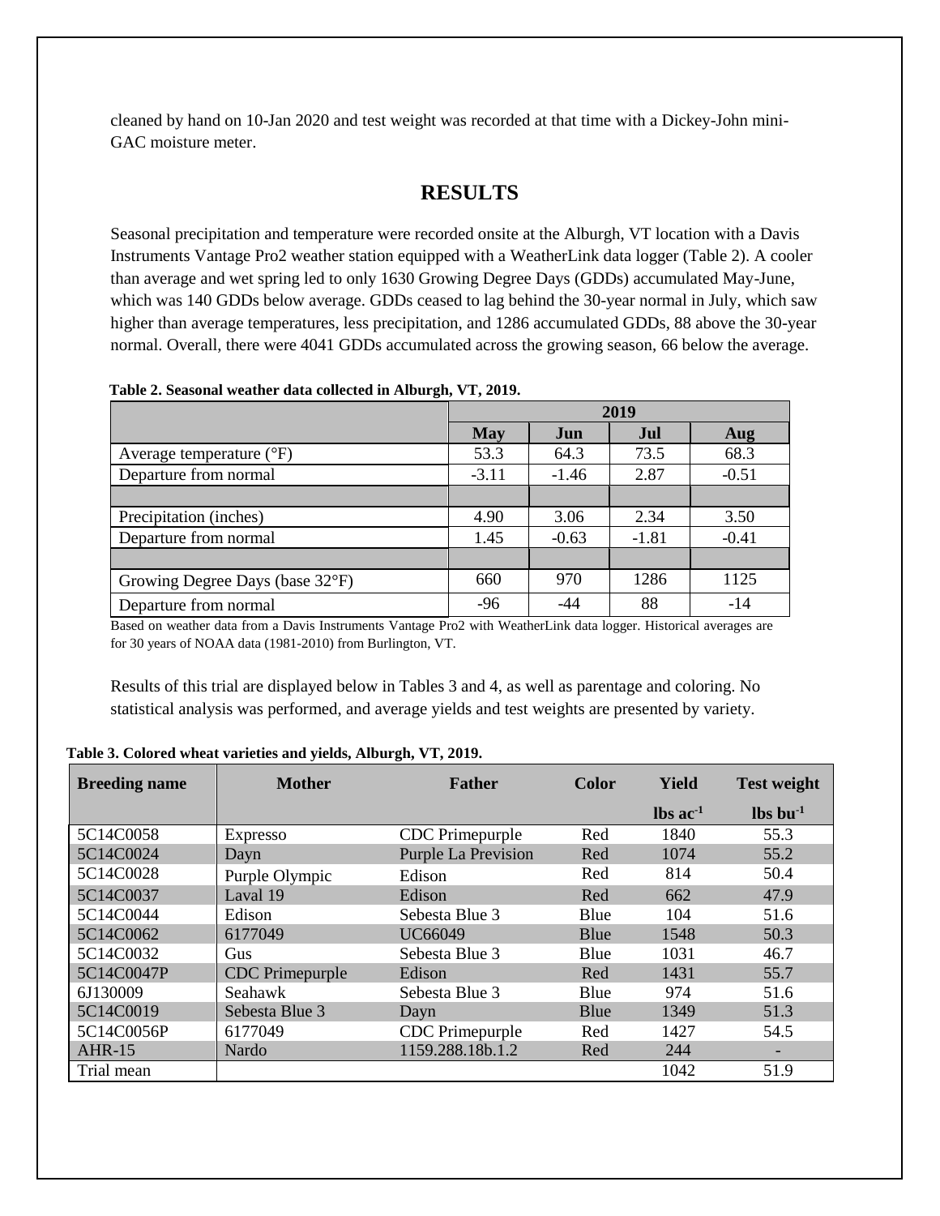cleaned by hand on 10-Jan 2020 and test weight was recorded at that time with a Dickey-John mini-GAC moisture meter.

# RESULTS

Seasonal precipitation and temperature were recorded onsite at the Alburgh, VT location with a Davis Instruments Vantage Pro2 weather station equipped with a WeatherLink data logger (Table 2). A cooler than average and wet spring led to only 1630 Growing Degree Days (GDDs) accumulated May-June, which was 140 GDDs below average. GDDs ceased to lag behind the 30-year normal in July, which saw higher than average temperatures, less precipitation, and 1286 accumulated GDDs, 88 above the 30-year normal. Overall, there were 4041 GDDs accumulated across the growing season, 66 below the average.

**Table 2. Seasonal weather data collected in Alburgh, VT, 2019.**

| | 2019 | | | |
|---|---|---|---|---|
| | **May** | **Jun** | **Jul** | **Aug** |
| Average temperature (°F) | 53.3 | 64.3 | 73.5 | 68.3 |
| Departure from normal | -3.11 | -1.46 | 2.87 | -0.51 |
| | | | | |
| Precipitation (inches) | 4.90 | 3.06 | 2.34 | 3.50 |
| Departure from normal | 1.45 | -0.63 | -1.81 | -0.41 |
| | | | | |
| Growing Degree Days (base 32°F) | 660 | 970 | 1286 | 1125 |
| Departure from normal | -96 | -44 | 88 | -14 |

Based on weather data from a Davis Instruments Vantage Pro2 with WeatherLink data logger. Historical averages are for 30 years of NOAA data (1981-2010) from Burlington, VT.

Results of this trial are displayed below in Tables 3 and 4, as well as parentage and coloring. No statistical analysis was performed, and average yields and test weights are presented by variety.

**Table 3. Colored wheat varieties and yields, Alburgh, VT, 2019.**

| Breeding name | Mother | Father | Color | Yield | Test weight |
|---|---|---|---|---|---|
| | | | | lbs ac$^{-1}$ | lbs bu$^{-1}$ |
| 5C14C0058 | Expresso | CDC Primepurple | Red | 1840 | 55.3 |
| 5C14C0024 | Dayn | Purple La Prevision | Red | 1074 | 55.2 |
| 5C14C0028 | Purple Olympic | Edison | Red | 814 | 50.4 |
| 5C14C0037 | Laval 19 | Edison | Red | 662 | 47.9 |
| 5C14C0044 | Edison | Sebesta Blue 3 | Blue | 104 | 51.6 |
| 5C14C0062 | 6177049 | UC66049 | Blue | 1548 | 50.3 |
| 5C14C0032 | Gus | Sebesta Blue 3 | Blue | 1031 | 46.7 |
| 5C14C0047P | CDC Primepurple | Edison | Red | 1431 | 55.7 |
| 6J130009 | Seahawk | Sebesta Blue 3 | Blue | 974 | 51.6 |
| 5C14C0019 | Sebesta Blue 3 | Dayn | Blue | 1349 | 51.3 |
| 5C14C0056P | 6177049 | CDC Primepurple | Red | 1427 | 54.5 |
| AHR-15 | Nardo | 1159.288.18b.1.2 | Red | 244 | - |
| Trial mean | | | | 1042 | 51.9 |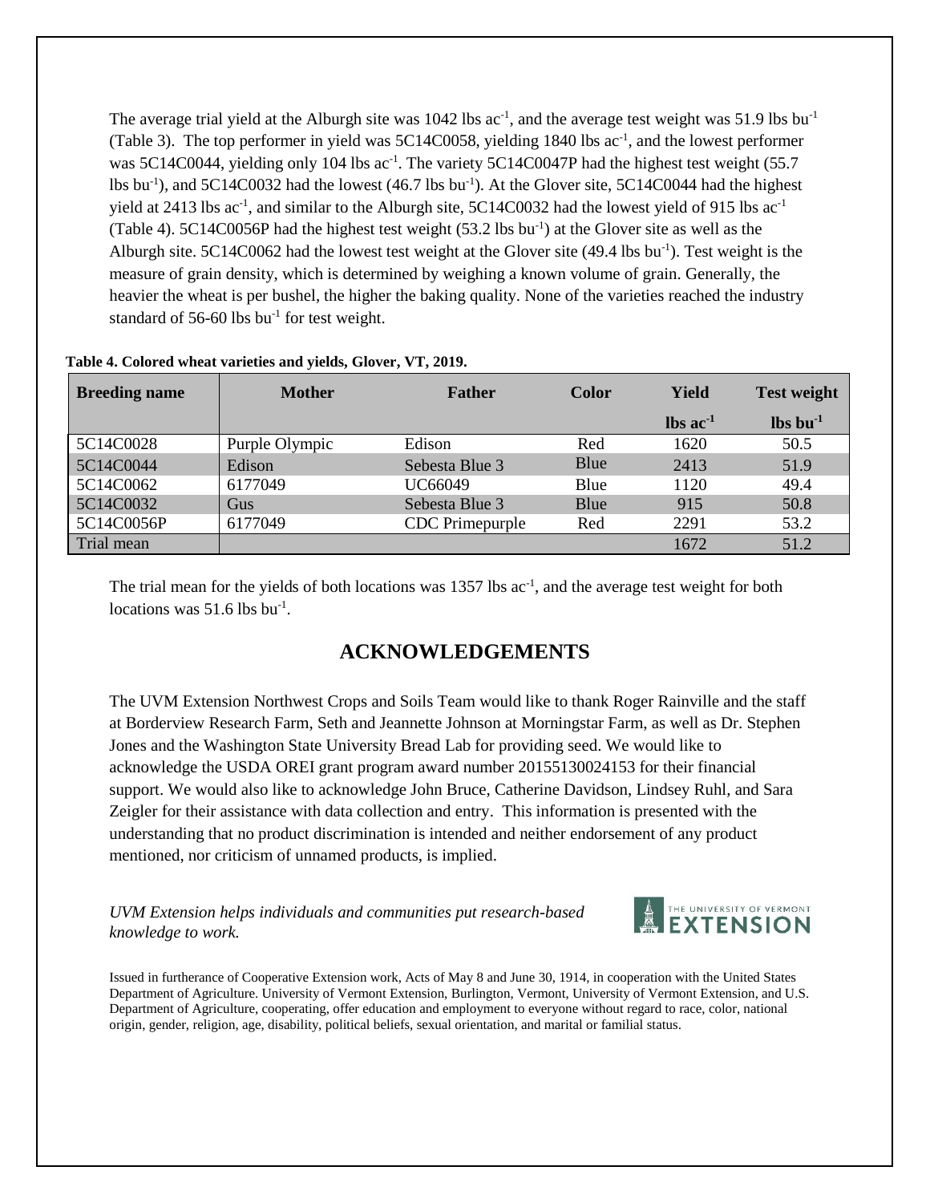The average trial yield at the Alburgh site was 1042 lbs $ac^{-1}$, and the average test weight was 51.9 lbs $bu^{-1}$ (Table 3). The top performer in yield was 5C14C0058, yielding 1840 lbs $ac^{-1}$, and the lowest performer was 5C14C0044, yielding only 104 lbs $ac^{-1}$. The variety 5C14C0047P had the highest test weight (55.7 lbs $bu^{-1}$), and 5C14C0032 had the lowest (46.7 lbs $bu^{-1}$). At the Glover site, 5C14C0044 had the highest yield at 2413 lbs $ac^{-1}$, and similar to the Alburgh site, 5C14C0032 had the lowest yield of 915 lbs $ac^{-1}$ (Table 4). 5C14C0056P had the highest test weight (53.2 lbs $bu^{-1}$) at the Glover site as well as the Alburgh site. 5C14C0062 had the lowest test weight at the Glover site (49.4 lbs $bu^{-1}$). Test weight is the measure of grain density, which is determined by weighing a known volume of grain. Generally, the heavier the wheat is per bushel, the higher the baking quality. None of the varieties reached the industry standard of 56-60 lbs $bu^{-1}$ for test weight.

**Table 4. Colored wheat varieties and yields, Glover, VT, 2019.**

| Breeding name | Mother | Father | Color | Yield | Test weight |
|---|---|---|---|---|---|
| | | | | lbs $ac^{-1}$ | lbs $bu^{-1}$ |
| 5C14C0028 | Purple Olympic | Edison | Red | 1620 | 50.5 |
| 5C14C0044 | Edison | Sebesta Blue 3 | Blue | 2413 | 51.9 |
| 5C14C0062 | 6177049 | UC66049 | Blue | 1120 | 49.4 |
| 5C14C0032 | Gus | Sebesta Blue 3 | Blue | 915 | 50.8 |
| 5C14C0056P | 6177049 | CDC Primepurple | Red | 2291 | 53.2 |
| Trial mean | | | | 1672 | 51.2 |

The trial mean for the yields of both locations was 1357 lbs $ac^{-1}$, and the average test weight for both locations was 51.6 lbs $bu^{-1}$.

## ACKNOWLEDGEMENTS

The UVM Extension Northwest Crops and Soils Team would like to thank Roger Rainville and the staff at Borderview Research Farm, Seth and Jeannette Johnson at Morningstar Farm, as well as Dr. Stephen Jones and the Washington State University Bread Lab for providing seed. We would like to acknowledge the USDA OREI grant program award number 20155130024153 for their financial support. We would also like to acknowledge John Bruce, Catherine Davidson, Lindsey Ruhl, and Sara Zeigler for their assistance with data collection and entry. This information is presented with the understanding that no product discrimination is intended and neither endorsement of any product mentioned, nor criticism of unnamed products, is implied.

*UVM Extension helps individuals and communities put research-based knowledge to work.*

THE UNIVERSITY OF VERMONT EXTENSION

Issued in furtherance of Cooperative Extension work, Acts of May 8 and June 30, 1914, in cooperation with the United States Department of Agriculture. University of Vermont Extension, Burlington, Vermont, University of Vermont Extension, and U.S. Department of Agriculture, cooperating, offer education and employment to everyone without regard to race, color, national origin, gender, religion, age, disability, political beliefs, sexual orientation, and marital or familial status.